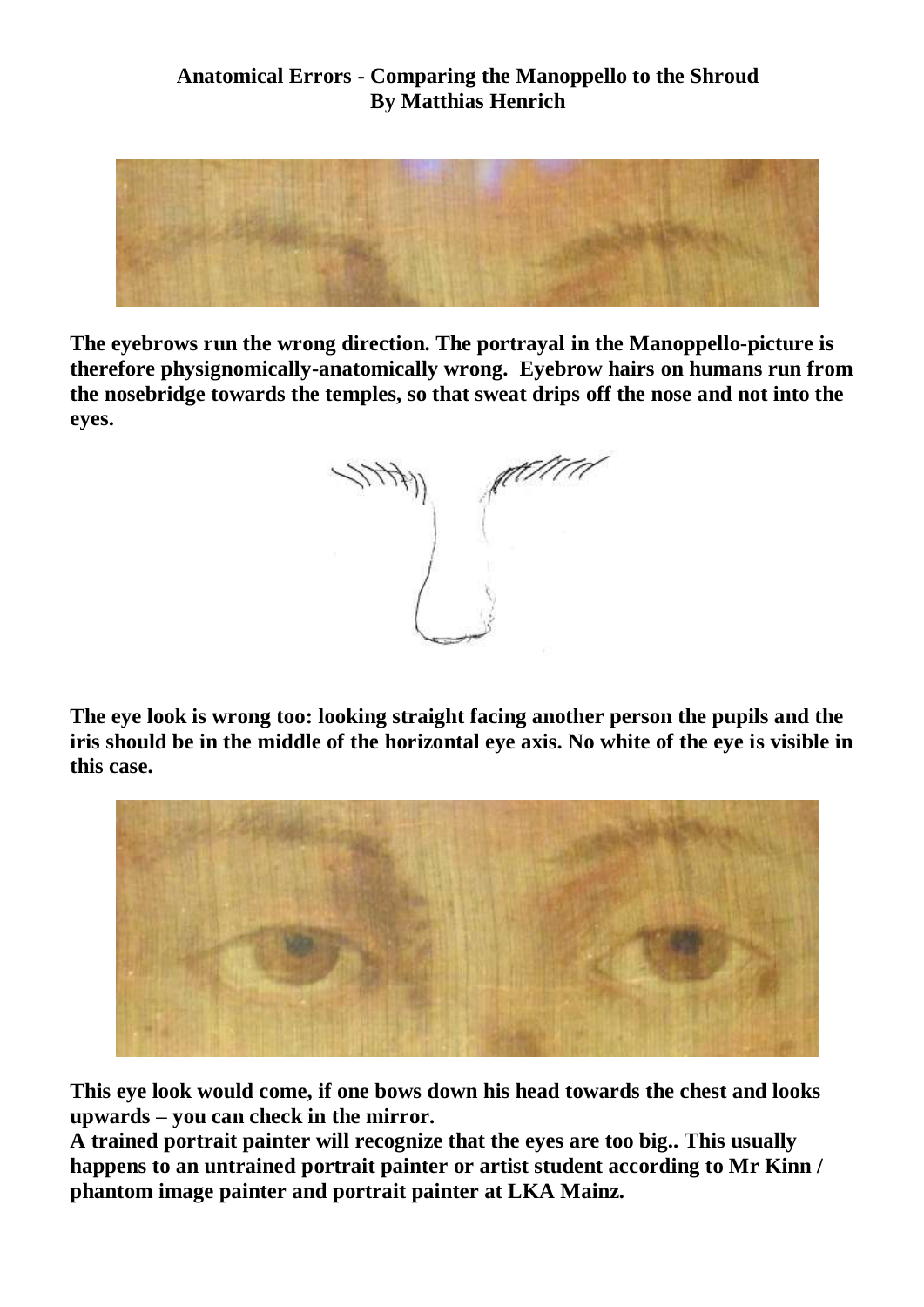**Anatomical Errors - Comparing the Manoppello to the Shroud**
**By Matthias Henrich**

**The eyebrows run the wrong direction. The portrayal in the Manoppello-picture is therefore physignomically-anatomically wrong. Eyebrow hairs on humans run from the nosebridge towards the temples, so that sweat drips off the nose and not into the eyes.**

**The eye look is wrong too: looking straight facing another person the pupils and the iris should be in the middle of the horizontal eye axis. No white of the eye is visible in this case.**

**This eye look would come, if one bows down his head towards the chest and looks upwards – you can check in the mirror.**
**A trained portrait painter will recognize that the eyes are too big.. This usually happens to an untrained portrait painter or artist student according to Mr Kinn / phantom image painter and portrait painter at LKA Mainz.**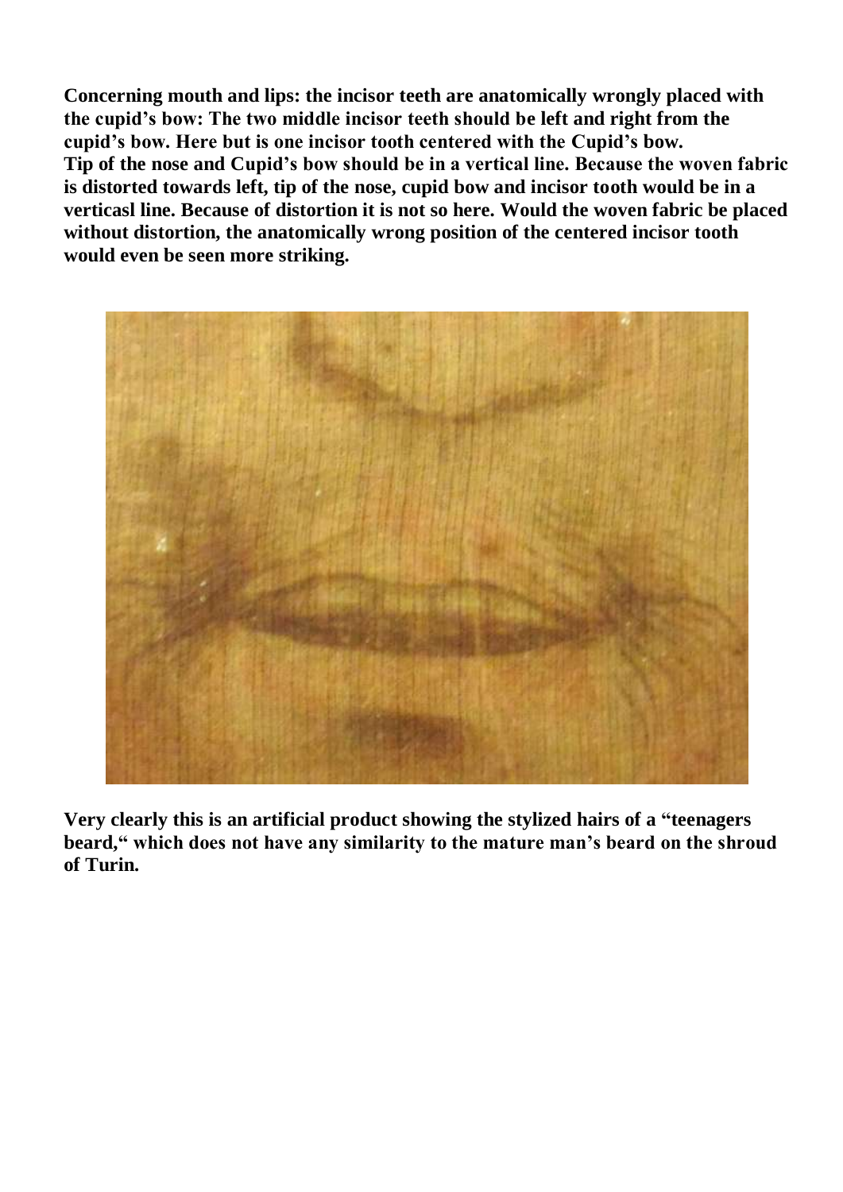**Concerning mouth and lips: the incisor teeth are anatomically wrongly placed with the cupid's bow: The two middle incisor teeth should be left and right from the cupid's bow. Here but is one incisor tooth centered with the Cupid's bow. Tip of the nose and Cupid's bow should be in a vertical line. Because the woven fabric is distorted towards left, tip of the nose, cupid bow and incisor tooth would be in a verticasl line. Because of distortion it is not so here. Would the woven fabric be placed without distortion, the anatomically wrong position of the centered incisor tooth would even be seen more striking.**

**Very clearly this is an artificial product showing the stylized hairs of a "teenagers beard," which does not have any similarity to the mature man's beard on the shroud of Turin.**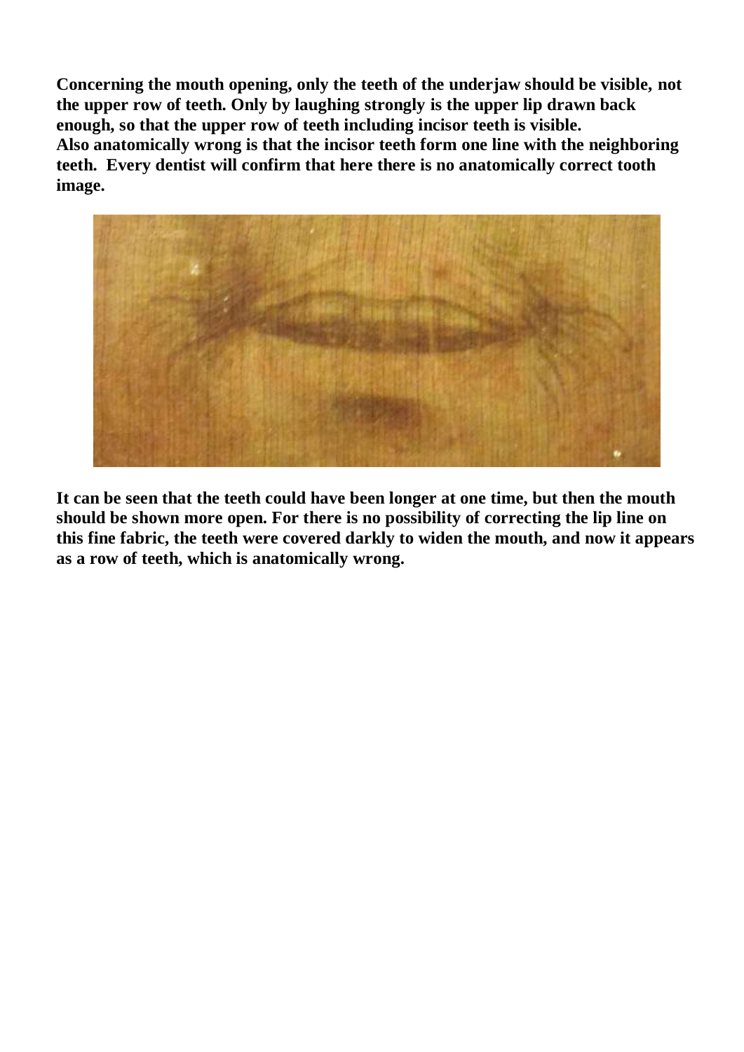**Concerning the mouth opening, only the teeth of the underjaw should be visible, not the upper row of teeth. Only by laughing strongly is the upper lip drawn back enough, so that the upper row of teeth including incisor teeth is visible.**
**Also anatomically wrong is that the incisor teeth form one line with the neighboring teeth. Every dentist will confirm that here there is no anatomically correct tooth image.**

**It can be seen that the teeth could have been longer at one time, but then the mouth should be shown more open. For there is no possibility of correcting the lip line on this fine fabric, the teeth were covered darkly to widen the mouth, and now it appears as a row of teeth, which is anatomically wrong.**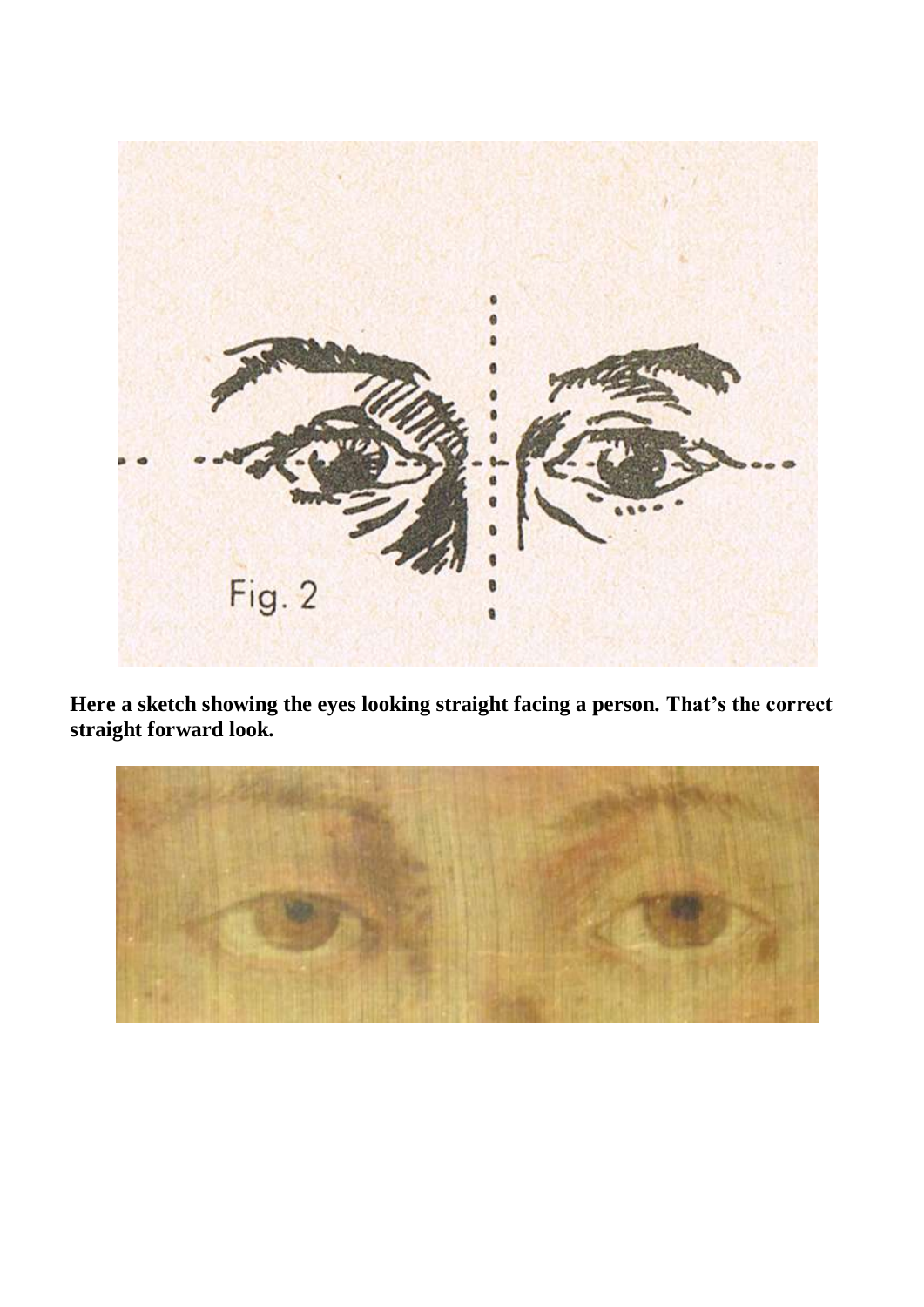Fig. 2

**Here a sketch showing the eyes looking straight facing a person. That's the correct straight forward look.**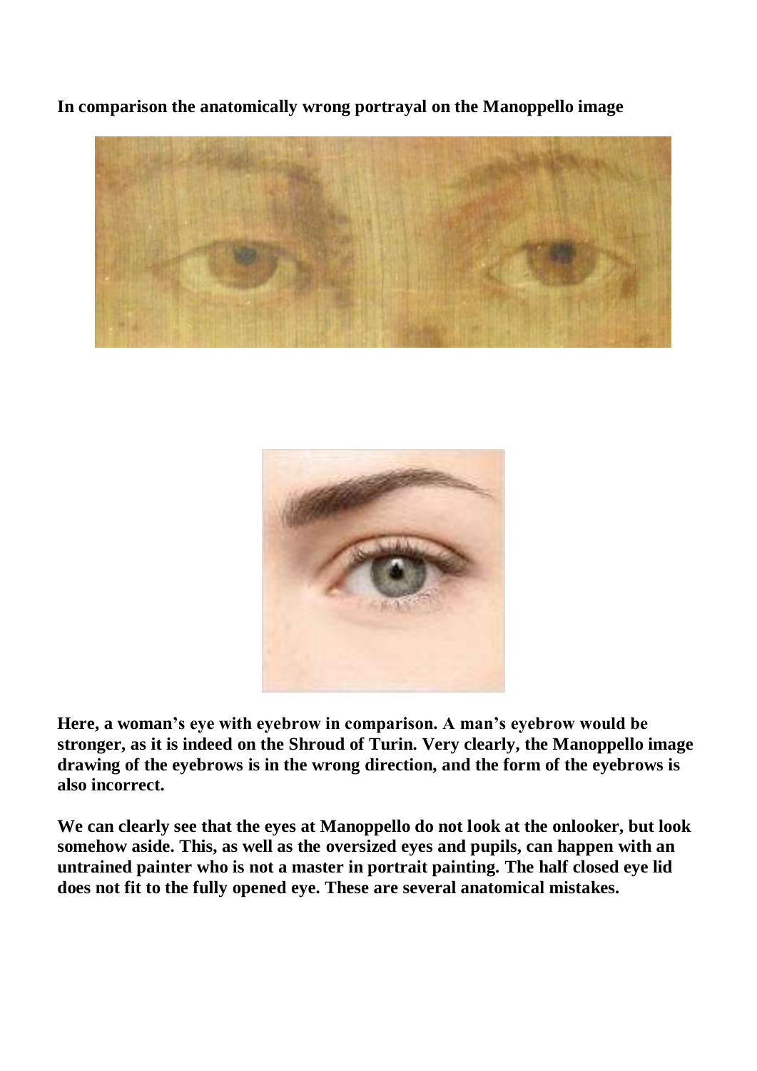**In comparison the anatomically wrong portrayal on the Manoppello image**

**Here, a woman's eye with eyebrow in comparison. A man's eyebrow would be stronger, as it is indeed on the Shroud of Turin. Very clearly, the Manoppello image drawing of the eyebrows is in the wrong direction, and the form of the eyebrows is also incorrect.**

**We can clearly see that the eyes at Manoppello do not look at the onlooker, but look somehow aside. This, as well as the oversized eyes and pupils, can happen with an untrained painter who is not a master in portrait painting. The half closed eye lid does not fit to the fully opened eye. These are several anatomical mistakes.**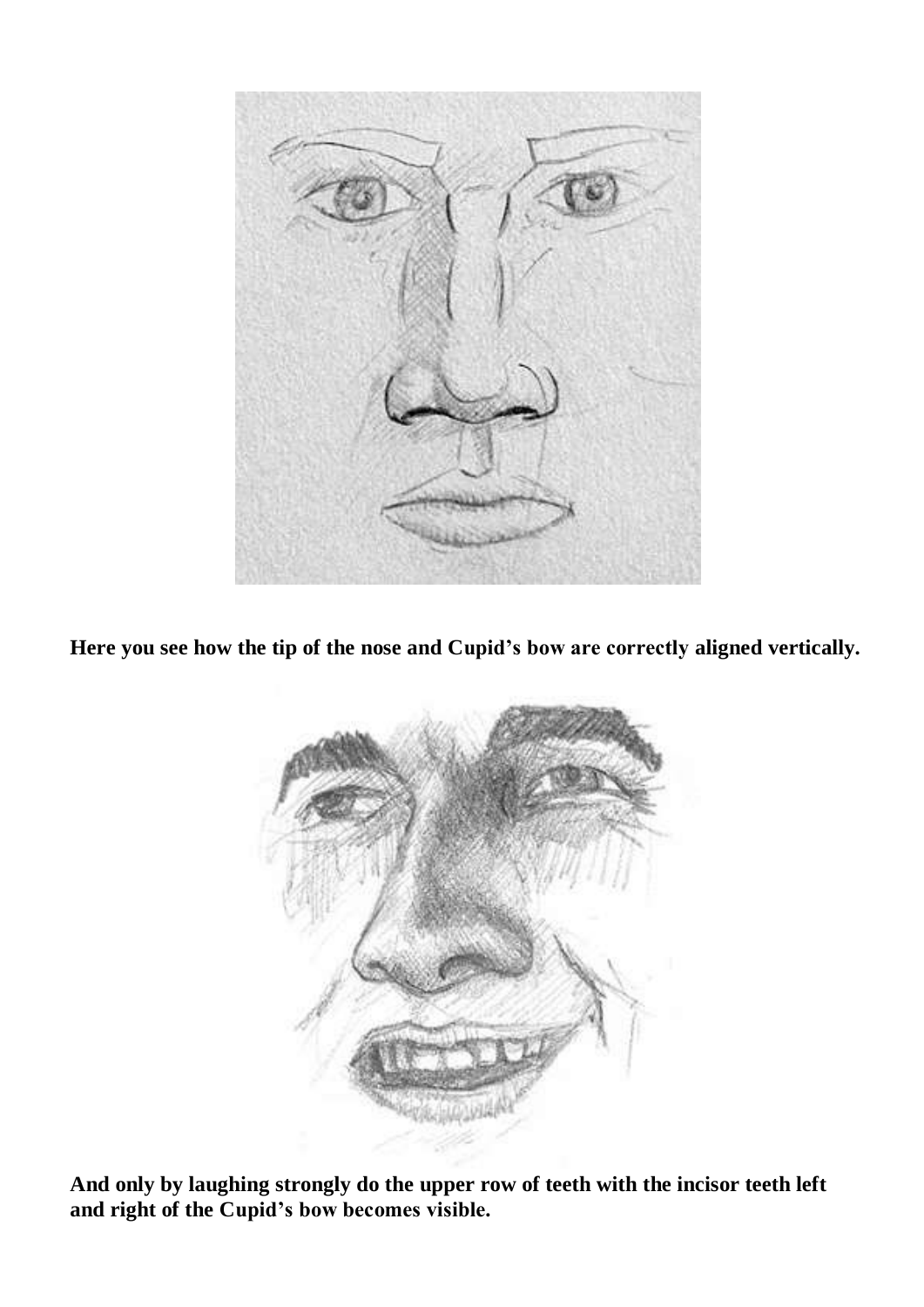**Here you see how the tip of the nose and Cupid’s bow are correctly aligned vertically.**

**And only by laughing strongly do the upper row of teeth with the incisor teeth left and right of the Cupid’s bow becomes visible.**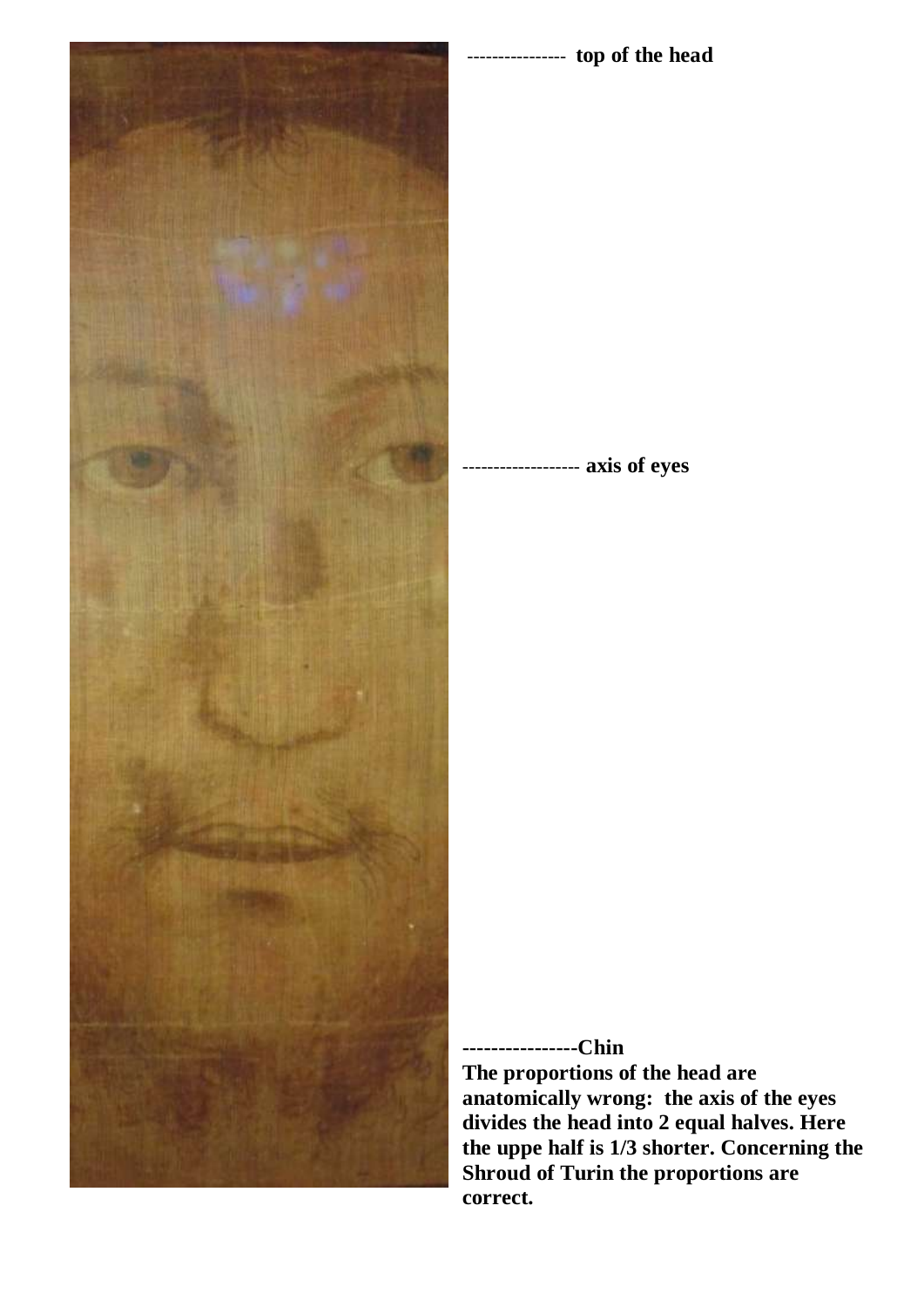--------------- **top of the head**

------------------ **axis of eyes**

**----------------Chin**

**The proportions of the head are anatomically wrong: the axis of the eyes divides the head into 2 equal halves. Here the uppe half is 1/3 shorter. Concerning the Shroud of Turin the proportions are correct.**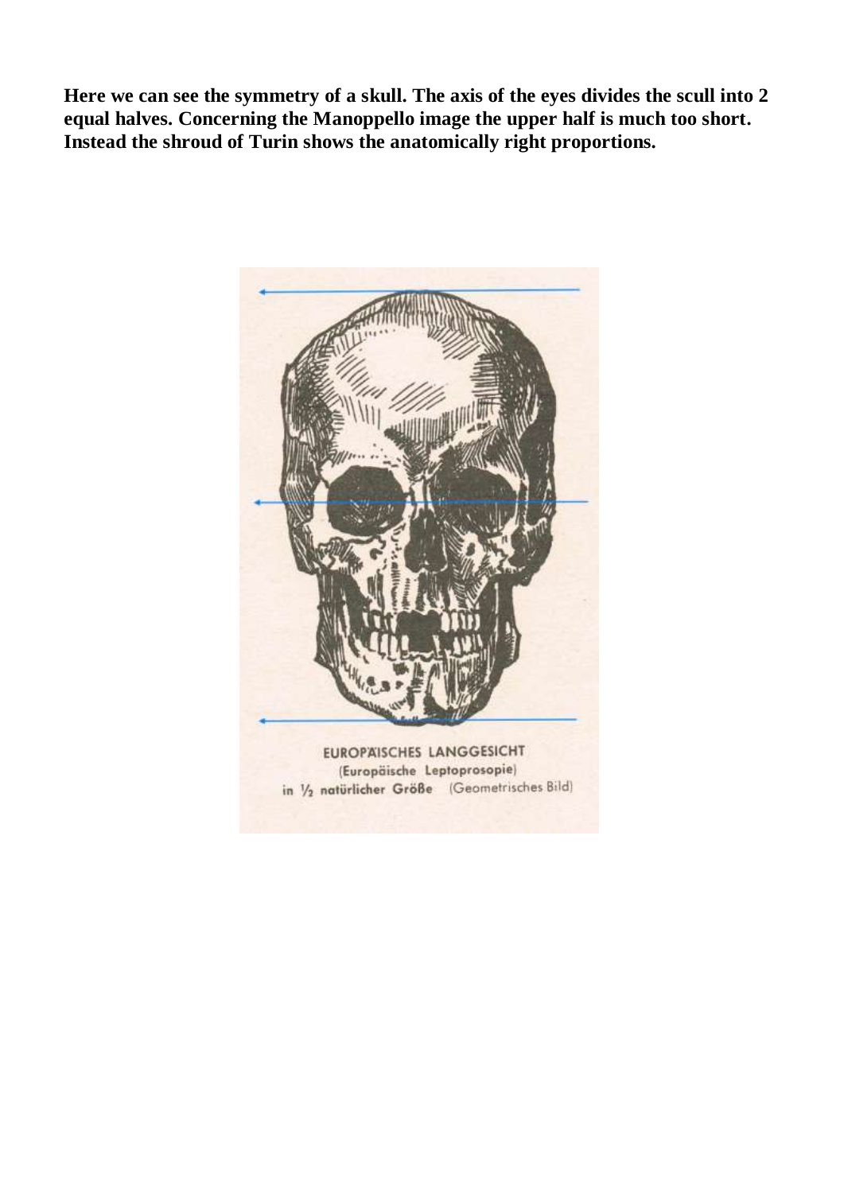**Here we can see the symmetry of a skull. The axis of the eyes divides the scull into 2 equal halves. Concerning the Manoppello image the upper half is much too short. Instead the shroud of Turin shows the anatomically right proportions.**

EUROPÄISCHES LANGGESICHT
(Europäische Leptoprosopie)
in ½ natürlicher Größe (Geometrisches Bild)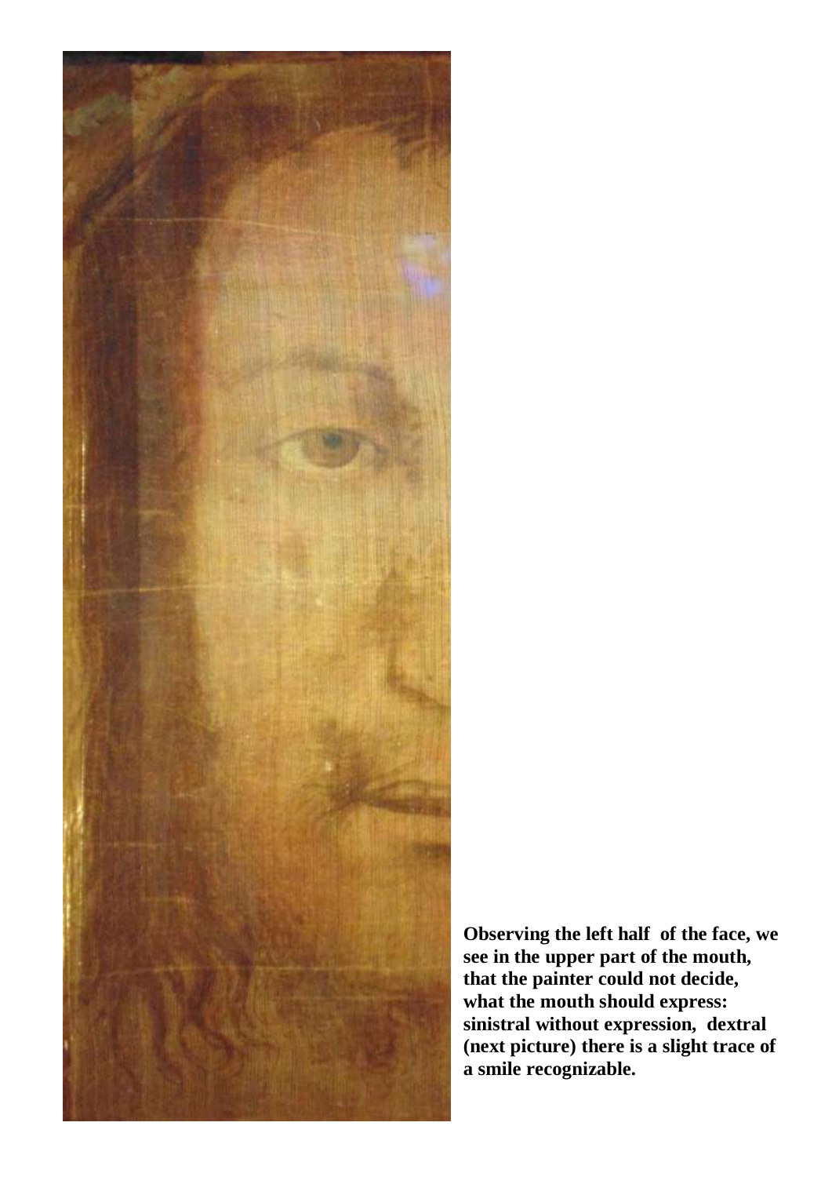**Observing the left half of the face, we see in the upper part of the mouth, that the painter could not decide, what the mouth should express: sinistral without expression, dextral (next picture) there is a slight trace of a smile recognizable.**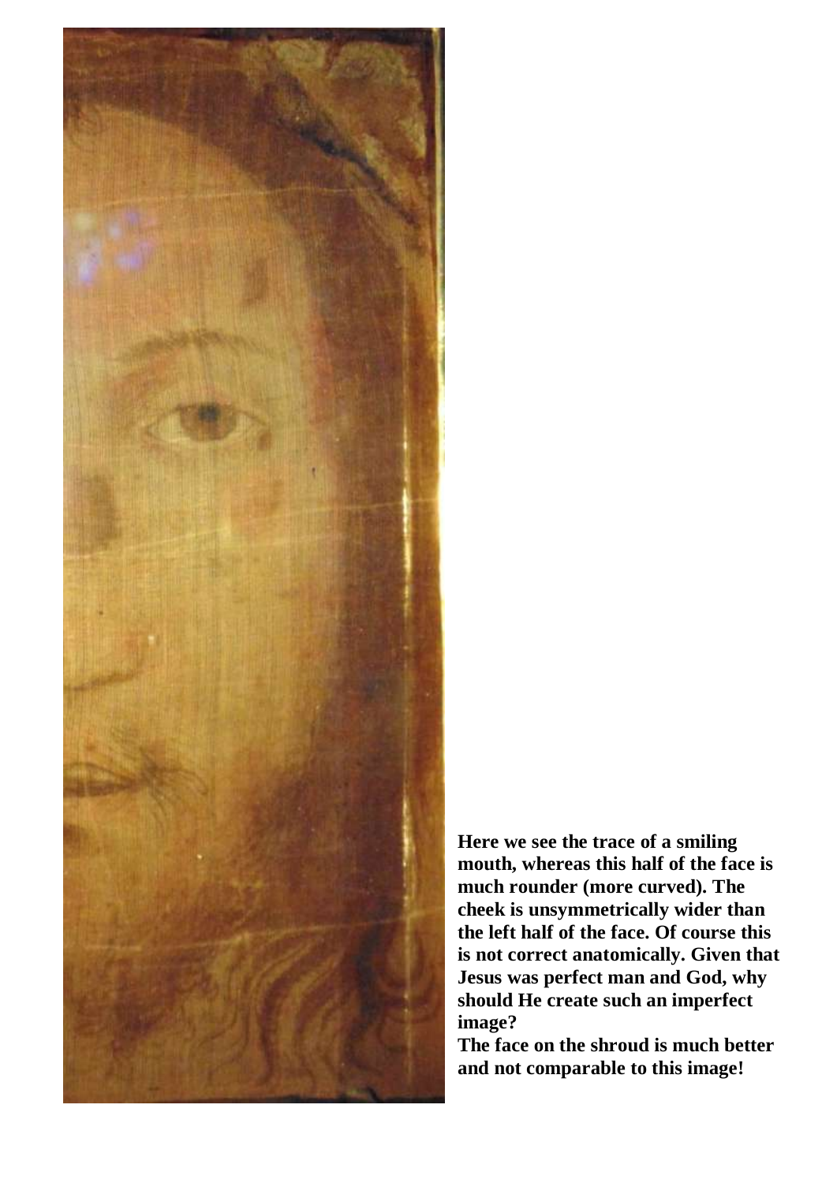**Here we see the trace of a smiling mouth, whereas this half of the face is much rounder (more curved). The cheek is unsymmetrically wider than the left half of the face. Of course this is not correct anatomically. Given that Jesus was perfect man and God, why should He create such an imperfect image?**

**The face on the shroud is much better and not comparable to this image!**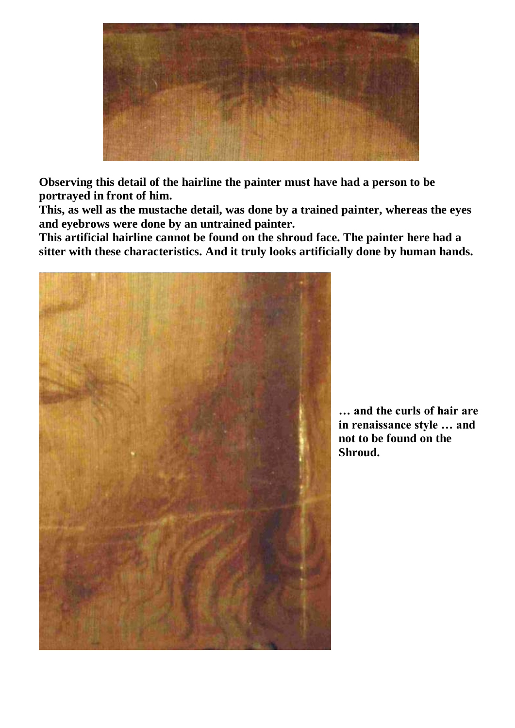**Observing this detail of the hairline the painter must have had a person to be portrayed in front of him.**

**This, as well as the mustache detail, was done by a trained painter, whereas the eyes and eyebrows were done by an untrained painter.**

**This artificial hairline cannot be found on the shroud face. The painter here had a sitter with these characteristics. And it truly looks artificially done by human hands.**

**… and the curls of hair are in renaissance style … and not to be found on the Shroud.**